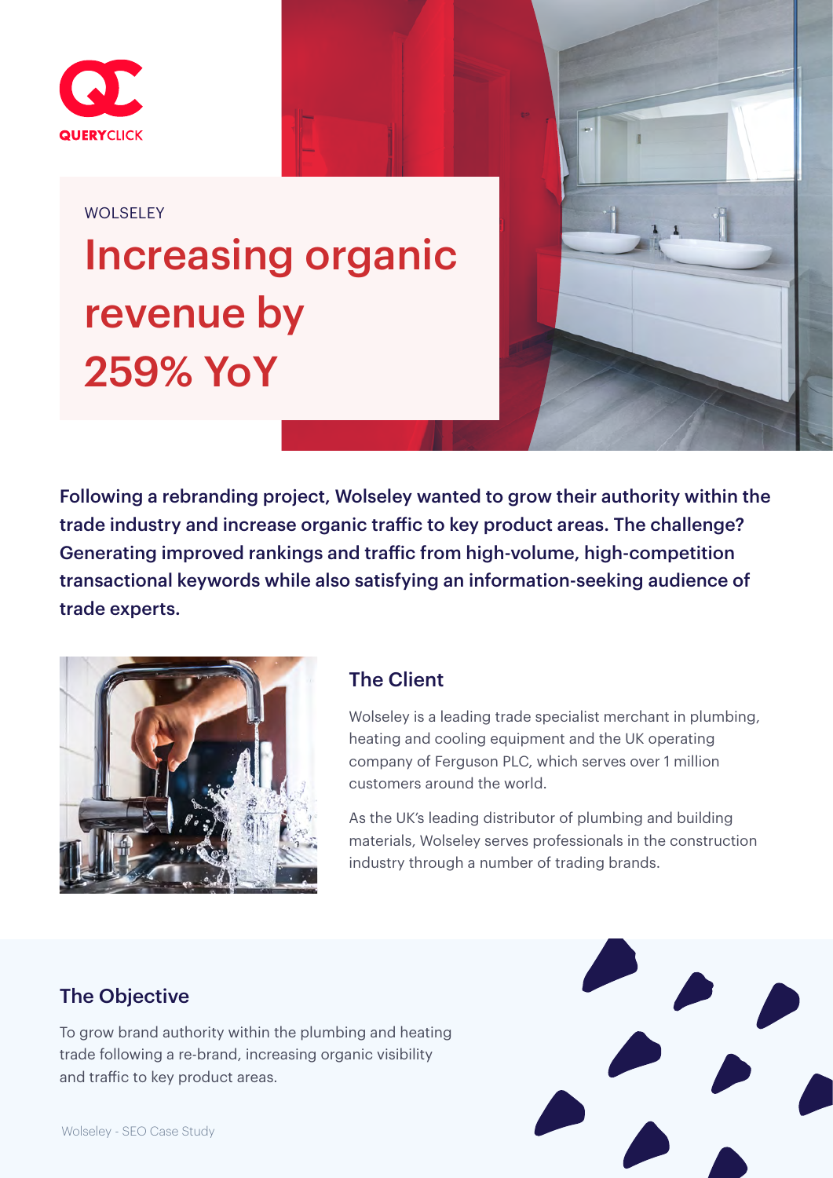QUERYCLICK

WOLSELEY

# Increasing organic revenue by 259% YoY

**Following a rebranding project, Wolseley wanted to grow their authority within the trade industry and increase organic traffic to key product areas. The challenge? Generating improved rankings and traffic from high-volume, high-competition transactional keywords while also satisfying an information-seeking audience of trade experts.**

## The Client

Wolseley is a leading trade specialist merchant in plumbing, heating and cooling equipment and the UK operating company of Ferguson PLC, which serves over 1 million customers around the world.

As the UK's leading distributor of plumbing and building materials, Wolseley serves professionals in the construction industry through a number of trading brands.

## The Objective

To grow brand authority within the plumbing and heating trade following a re-brand, increasing organic visibility and traffic to key product areas.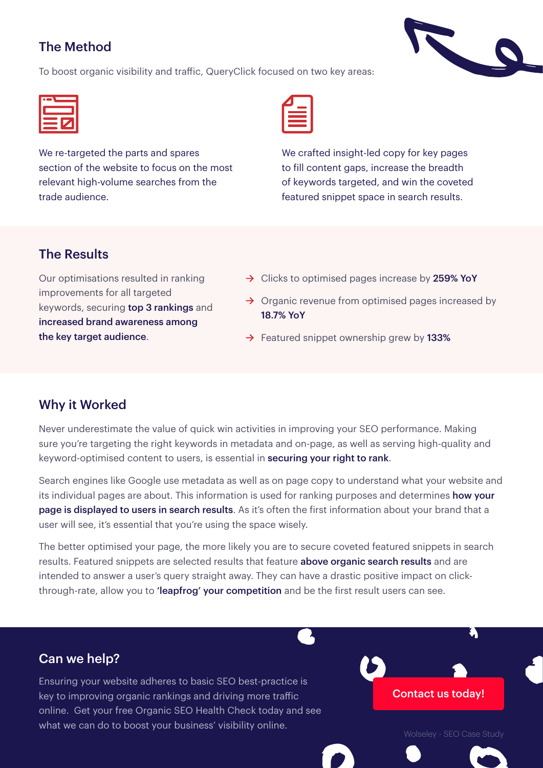## The Method

To boost organic visibility and traffic, QueryClick focused on two key areas:

We re-targeted the parts and spares section of the website to focus on the most relevant high-volume searches from the trade audience.

We crafted insight-led copy for key pages to fill content gaps, increase the breadth of keywords targeted, and win the coveted featured snippet space in search results.

## The Results

Our optimisations resulted in ranking improvements for all targeted keywords, securing **top 3 rankings** and **increased brand awareness among the key target audience**.

- → Clicks to optimised pages increase by **259% YoY**
- → Organic revenue from optimised pages increased by **18.7% YoY**
- → Featured snippet ownership grew by **133%**

## Why it Worked

Never underestimate the value of quick win activities in improving your SEO performance. Making sure you're targeting the right keywords in metadata and on-page, as well as serving high-quality and keyword-optimised content to users, is essential in **securing your right to rank**.

Search engines like Google use metadata as well as on page copy to understand what your website and its individual pages are about. This information is used for ranking purposes and determines **how your page is displayed to users in search results**. As it's often the first information about your brand that a user will see, it's essential that you're using the space wisely.

The better optimised your page, the more likely you are to secure coveted featured snippets in search results. Featured snippets are selected results that feature **above organic search results** and are intended to answer a user's query straight away. They can have a drastic positive impact on click-through-rate, allow you to **'leapfrog' your competition** and be the first result users can see.

## Can we help?

Ensuring your website adheres to basic SEO best-practice is key to improving organic rankings and driving more traffic online. Get your free Organic SEO Health Check today and see what we can do to boost your business' visibility online.

Contact us today!

Wolseley - SEO Case Study